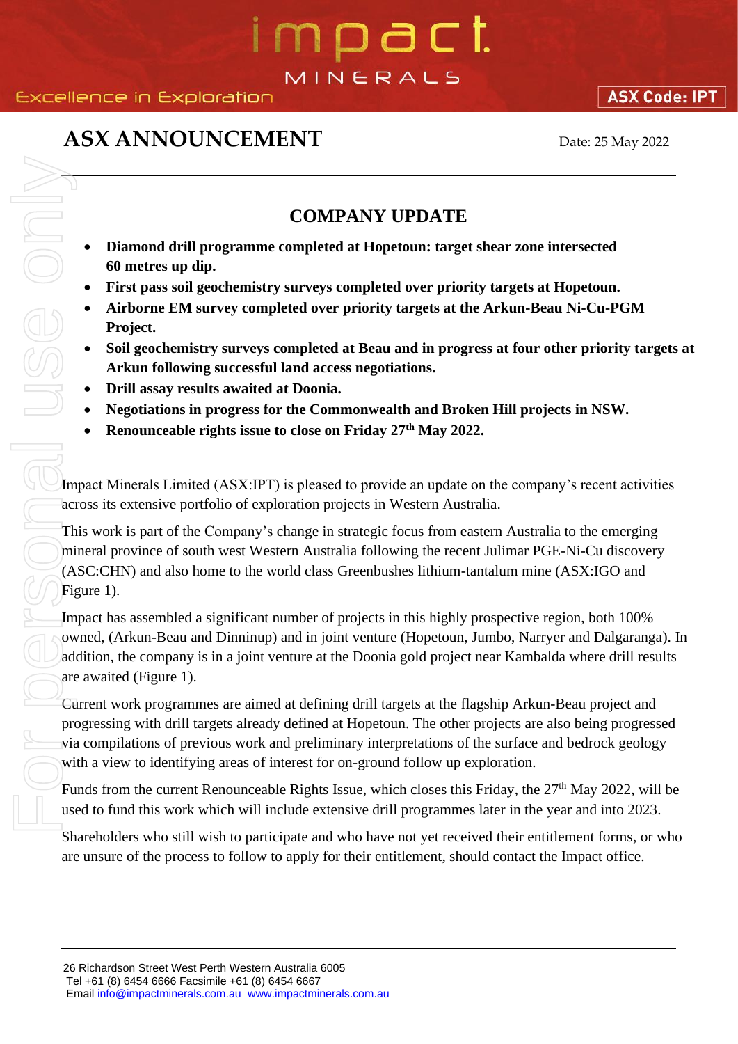# ASX ANNOUNCEMENT

Date: 25 May 2022

## COMPANY UPDATE

- **Diamond drill programme completed at Hopetoun: target shear zone intersected 60 metres up dip.**
- **First pass soil geochemistry surveys completed over priority targets at Hopetoun.**
- **Airborne EM survey completed over priority targets at the Arkun-Beau Ni-Cu-PGM Project.**
- **Soil geochemistry surveys completed at Beau and in progress at four other priority targets at Arkun following successful land access negotiations.**
- **Drill assay results awaited at Doonia.**
- **Negotiations in progress for the Commonwealth and Broken Hill projects in NSW.**
- **Renounceable rights issue to close on Friday 27th May 2022.**

Impact Minerals Limited (ASX:IPT) is pleased to provide an update on the company's recent activities across its extensive portfolio of exploration projects in Western Australia.

This work is part of the Company's change in strategic focus from eastern Australia to the emerging mineral province of south west Western Australia following the recent Julimar PGE-Ni-Cu discovery (ASC:CHN) and also home to the world class Greenbushes lithium-tantalum mine (ASX:IGO and Figure 1).

Impact has assembled a significant number of projects in this highly prospective region, both 100% owned, (Arkun-Beau and Dinninup) and in joint venture (Hopetoun, Jumbo, Narryer and Dalgaranga). In addition, the company is in a joint venture at the Doonia gold project near Kambalda where drill results are awaited (Figure 1).

Current work programmes are aimed at defining drill targets at the flagship Arkun-Beau project and progressing with drill targets already defined at Hopetoun. The other projects are also being progressed via compilations of previous work and preliminary interpretations of the surface and bedrock geology with a view to identifying areas of interest for on-ground follow up exploration.

Funds from the current Renounceable Rights Issue, which closes this Friday, the 27th May 2022, will be used to fund this work which will include extensive drill programmes later in the year and into 2023.

Shareholders who still wish to participate and who have not yet received their entitlement forms, or who are unsure of the process to follow to apply for their entitlement, should contact the Impact office.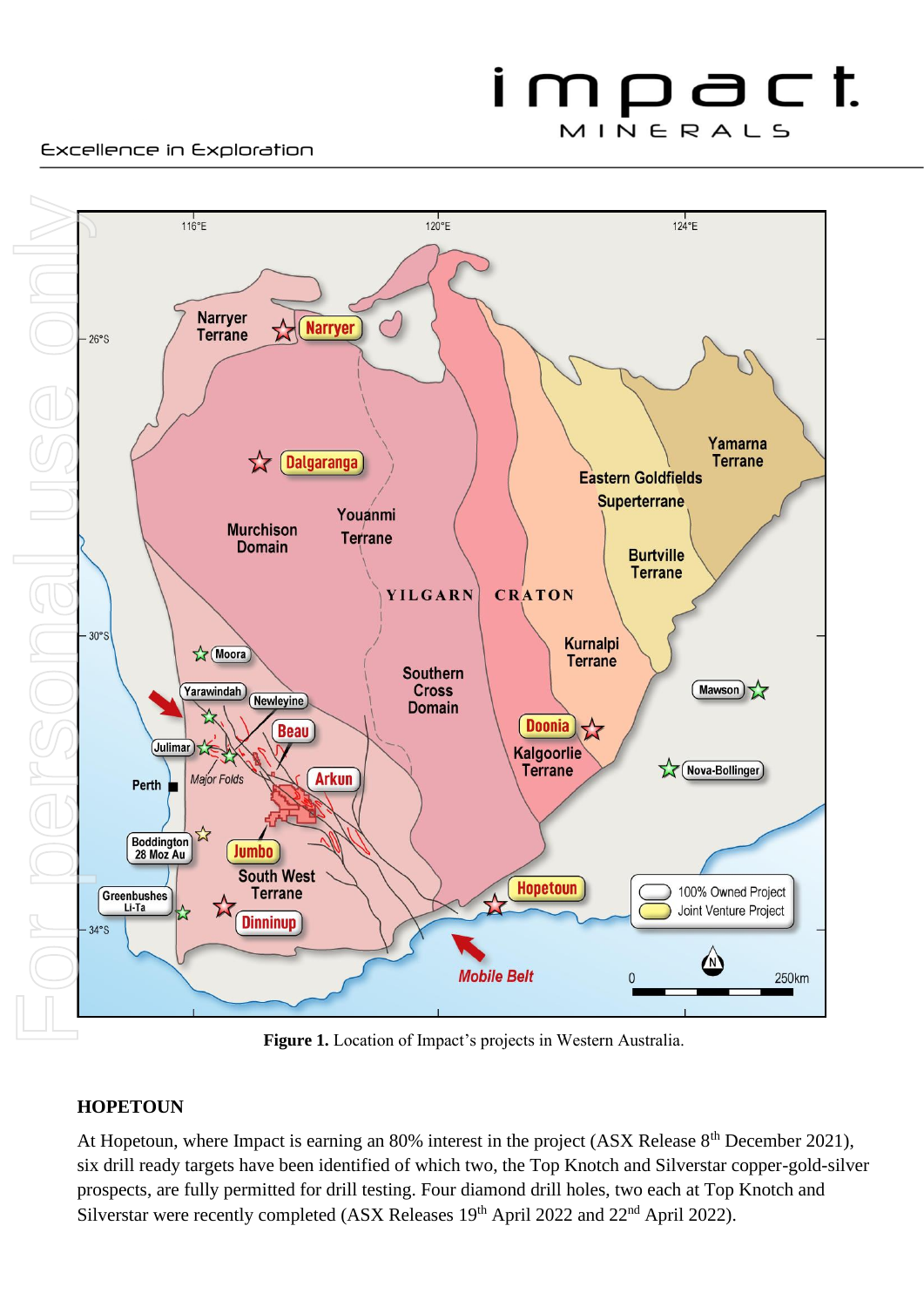**Figure 1.** Location of Impact's projects in Western Australia.

## HOPETOUN

At Hopetoun, where Impact is earning an 80% interest in the project (ASX Release 8th December 2021), six drill ready targets have been identified of which two, the Top Knotch and Silverstar copper-gold-silver prospects, are fully permitted for drill testing. Four diamond drill holes, two each at Top Knotch and Silverstar were recently completed (ASX Releases 19th April 2022 and 22nd April 2022).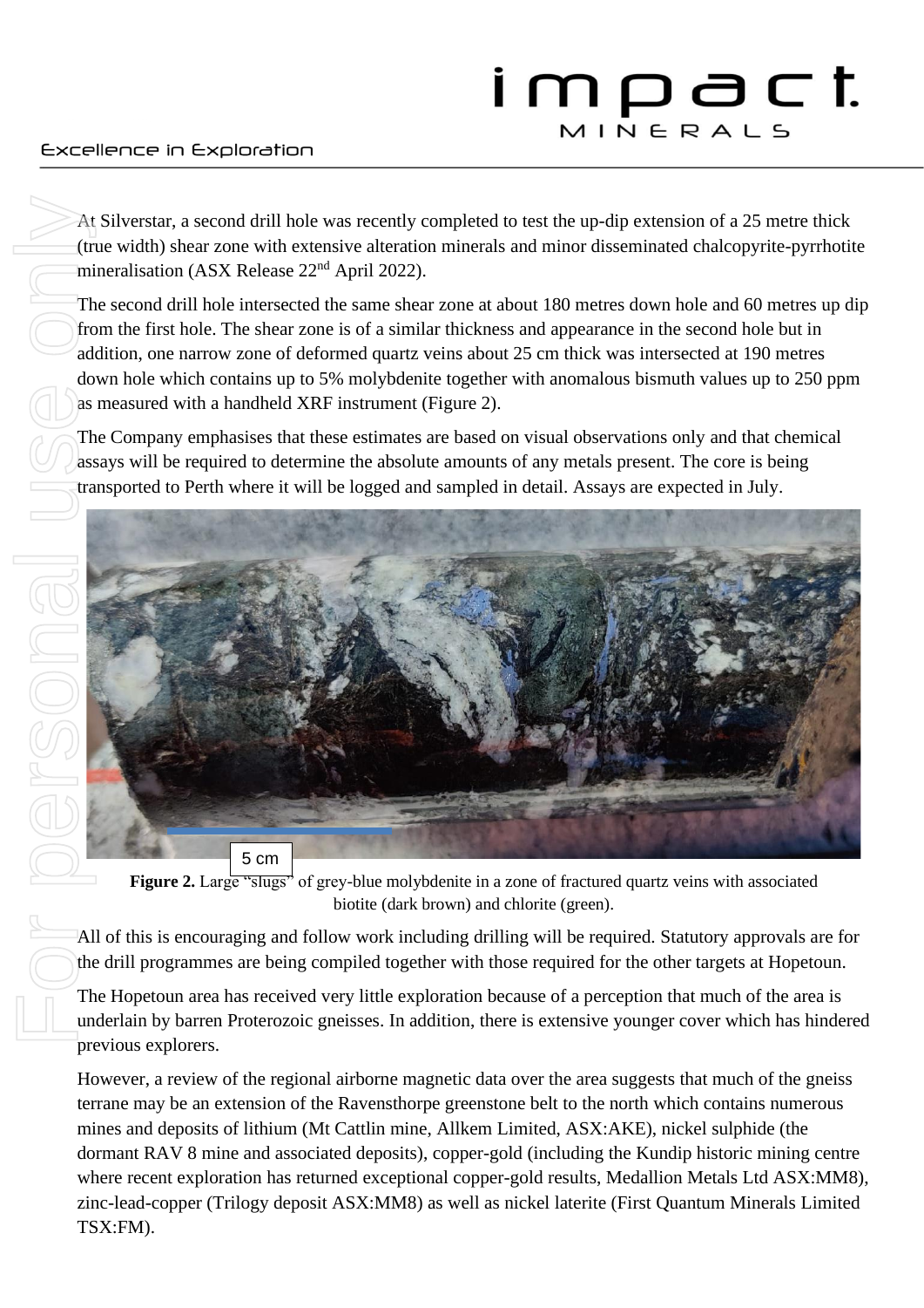At Silverstar, a second drill hole was recently completed to test the up-dip extension of a 25 metre thick (true width) shear zone with extensive alteration minerals and minor disseminated chalcopyrite-pyrrhotite mineralisation (ASX Release 22nd April 2022).

The second drill hole intersected the same shear zone at about 180 metres down hole and 60 metres up dip from the first hole. The shear zone is of a similar thickness and appearance in the second hole but in addition, one narrow zone of deformed quartz veins about 25 cm thick was intersected at 190 metres down hole which contains up to 5% molybdenite together with anomalous bismuth values up to 250 ppm as measured with a handheld XRF instrument (Figure 2).

The Company emphasises that these estimates are based on visual observations only and that chemical assays will be required to determine the absolute amounts of any metals present. The core is being transported to Perth where it will be logged and sampled in detail. Assays are expected in July.

5 cm

**Figure 2.** Large "slugs" of grey-blue molybdenite in a zone of fractured quartz veins with associated biotite (dark brown) and chlorite (green).

All of this is encouraging and follow work including drilling will be required. Statutory approvals are for the drill programmes are being compiled together with those required for the other targets at Hopetoun.

The Hopetoun area has received very little exploration because of a perception that much of the area is underlain by barren Proterozoic gneisses. In addition, there is extensive younger cover which has hindered previous explorers.

However, a review of the regional airborne magnetic data over the area suggests that much of the gneiss terrane may be an extension of the Ravensthorpe greenstone belt to the north which contains numerous mines and deposits of lithium (Mt Cattlin mine, Allkem Limited, ASX:AKE), nickel sulphide (the dormant RAV 8 mine and associated deposits), copper-gold (including the Kundip historic mining centre where recent exploration has returned exceptional copper-gold results, Medallion Metals Ltd ASX:MM8), zinc-lead-copper (Trilogy deposit ASX:MM8) as well as nickel laterite (First Quantum Minerals Limited TSX:FM).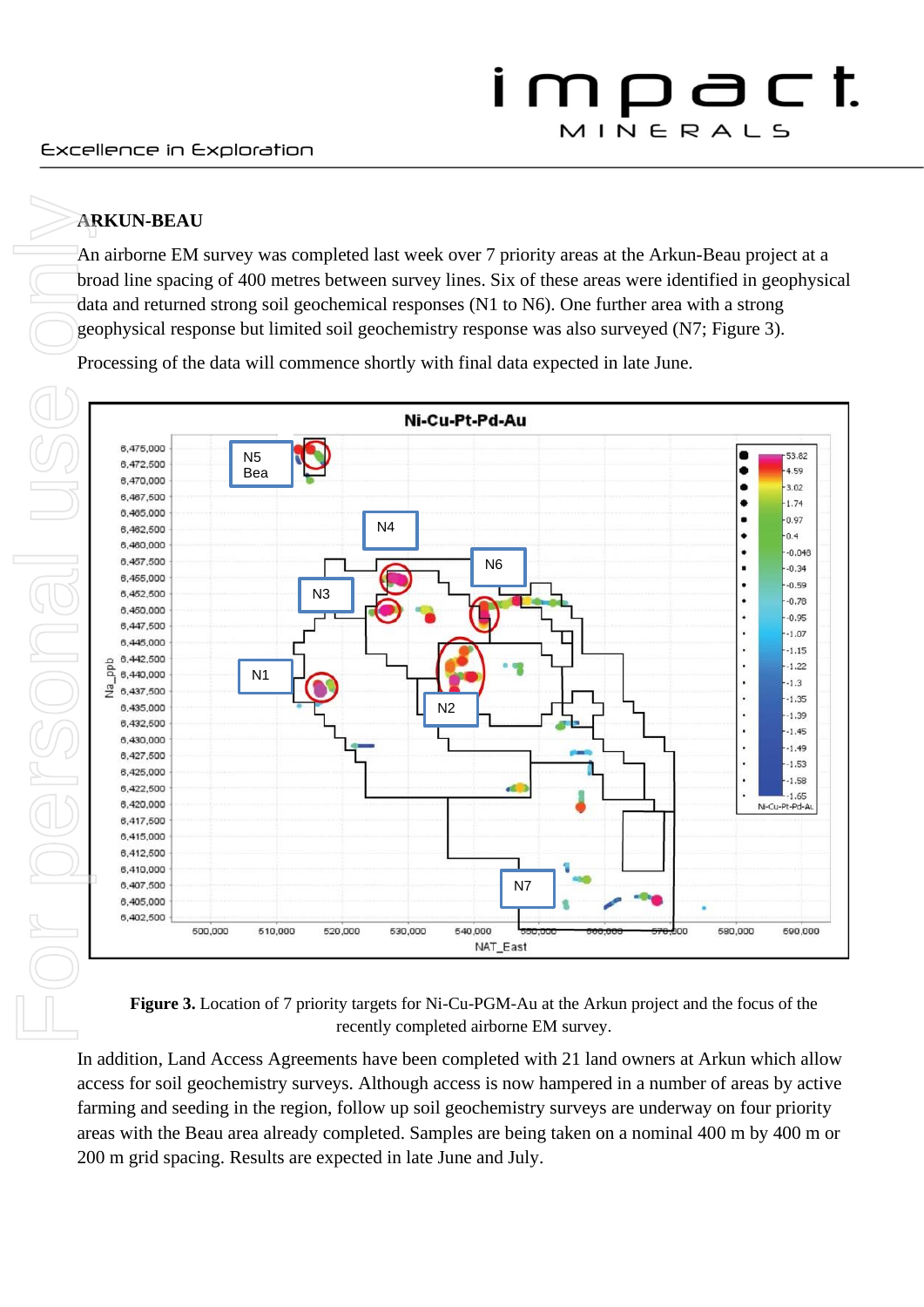## ARKUN-BEAU

An airborne EM survey was completed last week over 7 priority areas at the Arkun-Beau project at a broad line spacing of 400 metres between survey lines. Six of these areas were identified in geophysical data and returned strong soil geochemical responses (N1 to N6). One further area with a strong geophysical response but limited soil geochemistry response was also surveyed (N7; Figure 3).

Processing of the data will commence shortly with final data expected in late June.

**Figure 3.** Location of 7 priority targets for Ni-Cu-PGM-Au at the Arkun project and the focus of the recently completed airborne EM survey.

In addition, Land Access Agreements have been completed with 21 land owners at Arkun which allow access for soil geochemistry surveys. Although access is now hampered in a number of areas by active farming and seeding in the region, follow up soil geochemistry surveys are underway on four priority areas with the Beau area already completed. Samples are being taken on a nominal 400 m by 400 m or 200 m grid spacing. Results are expected in late June and July.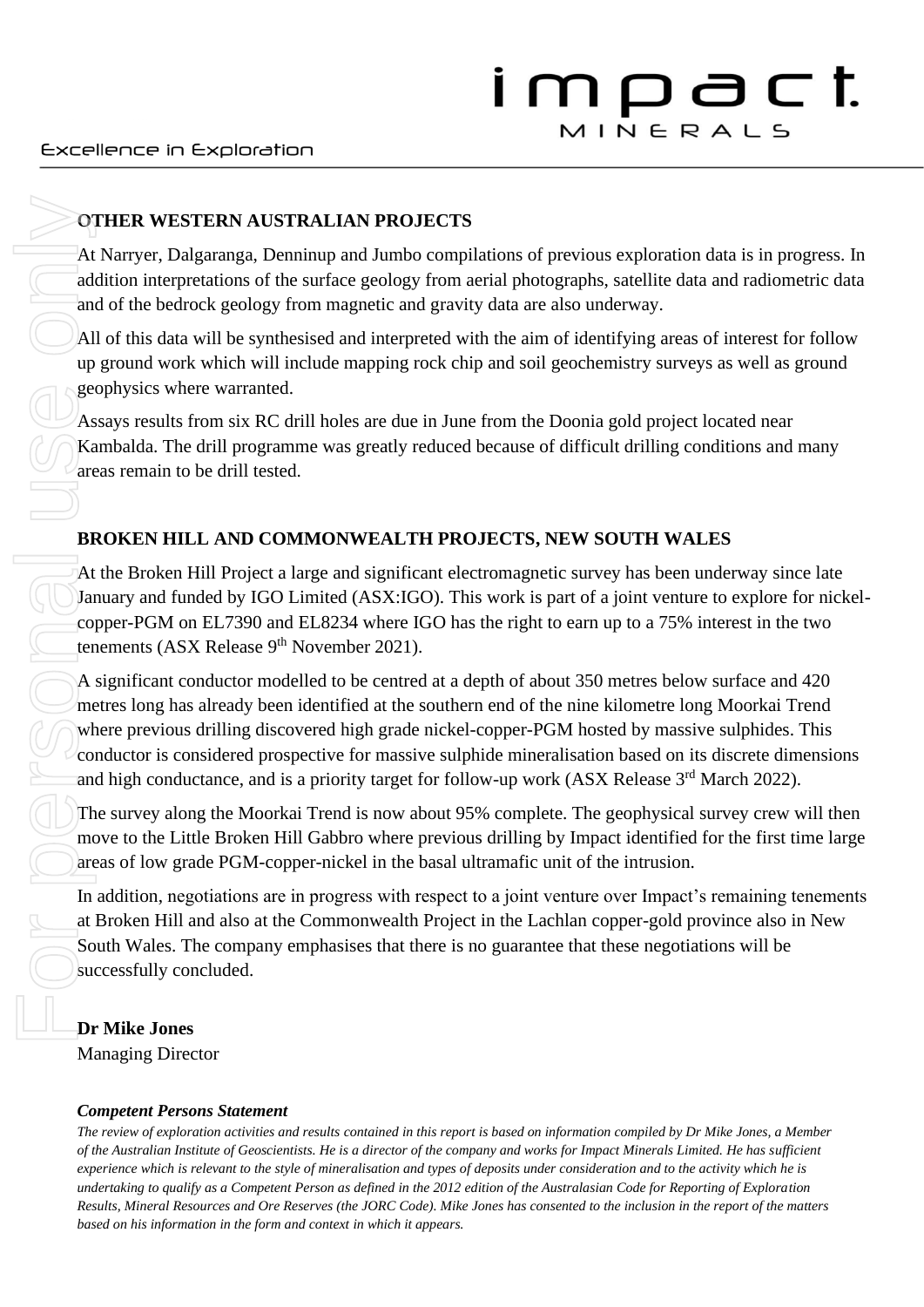## OTHER WESTERN AUSTRALIAN PROJECTS

At Narryer, Dalgaranga, Denninup and Jumbo compilations of previous exploration data is in progress. In addition interpretations of the surface geology from aerial photographs, satellite data and radiometric data and of the bedrock geology from magnetic and gravity data are also underway.

All of this data will be synthesised and interpreted with the aim of identifying areas of interest for follow up ground work which will include mapping rock chip and soil geochemistry surveys as well as ground geophysics where warranted.

Assays results from six RC drill holes are due in June from the Doonia gold project located near Kambalda. The drill programme was greatly reduced because of difficult drilling conditions and many areas remain to be drill tested.

## BROKEN HILL AND COMMONWEALTH PROJECTS, NEW SOUTH WALES

At the Broken Hill Project a large and significant electromagnetic survey has been underway since late January and funded by IGO Limited (ASX:IGO). This work is part of a joint venture to explore for nickel-copper-PGM on EL7390 and EL8234 where IGO has the right to earn up to a 75% interest in the two tenements (ASX Release 9th November 2021).

A significant conductor modelled to be centred at a depth of about 350 metres below surface and 420 metres long has already been identified at the southern end of the nine kilometre long Moorkai Trend where previous drilling discovered high grade nickel-copper-PGM hosted by massive sulphides. This conductor is considered prospective for massive sulphide mineralisation based on its discrete dimensions and high conductance, and is a priority target for follow-up work (ASX Release 3rd March 2022).

The survey along the Moorkai Trend is now about 95% complete. The geophysical survey crew will then move to the Little Broken Hill Gabbro where previous drilling by Impact identified for the first time large areas of low grade PGM-copper-nickel in the basal ultramafic unit of the intrusion.

In addition, negotiations are in progress with respect to a joint venture over Impact's remaining tenements at Broken Hill and also at the Commonwealth Project in the Lachlan copper-gold province also in New South Wales. The company emphasises that there is no guarantee that these negotiations will be successfully concluded.

**Dr Mike Jones**
Managing Director

***Competent Persons Statement***

*The review of exploration activities and results contained in this report is based on information compiled by Dr Mike Jones, a Member of the Australian Institute of Geoscientists. He is a director of the company and works for Impact Minerals Limited. He has sufficient experience which is relevant to the style of mineralisation and types of deposits under consideration and to the activity which he is undertaking to qualify as a Competent Person as defined in the 2012 edition of the Australasian Code for Reporting of Exploration Results, Mineral Resources and Ore Reserves (the JORC Code). Mike Jones has consented to the inclusion in the report of the matters based on his information in the form and context in which it appears.*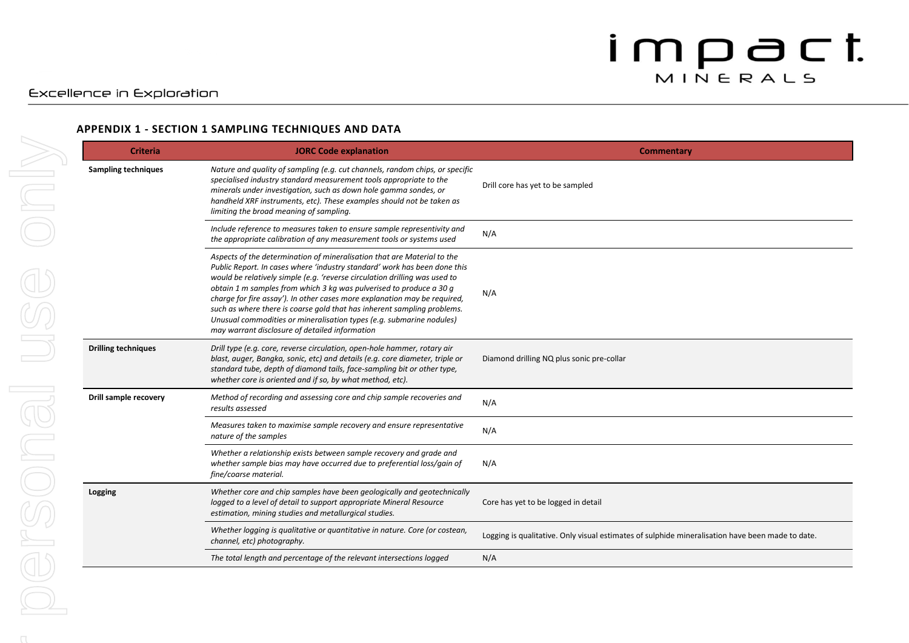## APPENDIX 1 - SECTION 1 SAMPLING TECHNIQUES AND DATA

| Criteria | JORC Code explanation | Commentary |
|---|---|---|
| **Sampling techniques** | *Nature and quality of sampling (e.g. cut channels, random chips, or specific specialised industry standard measurement tools appropriate to the minerals under investigation, such as down hole gamma sondes, or handheld XRF instruments, etc). These examples should not be taken as limiting the broad meaning of sampling.* | Drill core has yet to be sampled |
| | *Include reference to measures taken to ensure sample representivity and the appropriate calibration of any measurement tools or systems used* | N/A |
| | *Aspects of the determination of mineralisation that are Material to the Public Report. In cases where 'industry standard' work has been done this would be relatively simple (e.g. 'reverse circulation drilling was used to obtain 1 m samples from which 3 kg was pulverised to produce a 30 g charge for fire assay'). In other cases more explanation may be required, such as where there is coarse gold that has inherent sampling problems. Unusual commodities or mineralisation types (e.g. submarine nodules) may warrant disclosure of detailed information* | N/A |
| **Drilling techniques** | *Drill type (e.g. core, reverse circulation, open-hole hammer, rotary air blast, auger, Bangka, sonic, etc) and details (e.g. core diameter, triple or standard tube, depth of diamond tails, face-sampling bit or other type, whether core is oriented and if so, by what method, etc).* | Diamond drilling NQ plus sonic pre-collar |
| **Drill sample recovery** | *Method of recording and assessing core and chip sample recoveries and results assessed* | N/A |
| | *Measures taken to maximise sample recovery and ensure representative nature of the samples* | N/A |
| | *Whether a relationship exists between sample recovery and grade and whether sample bias may have occurred due to preferential loss/gain of fine/coarse material.* | N/A |
| **Logging** | *Whether core and chip samples have been geologically and geotechnically logged to a level of detail to support appropriate Mineral Resource estimation, mining studies and metallurgical studies.* | Core has yet to be logged in detail |
| | *Whether logging is qualitative or quantitative in nature. Core (or costean, channel, etc) photography.* | Logging is qualitative. Only visual estimates of sulphide mineralisation have been made to date. |
| | *The total length and percentage of the relevant intersections logged* | N/A |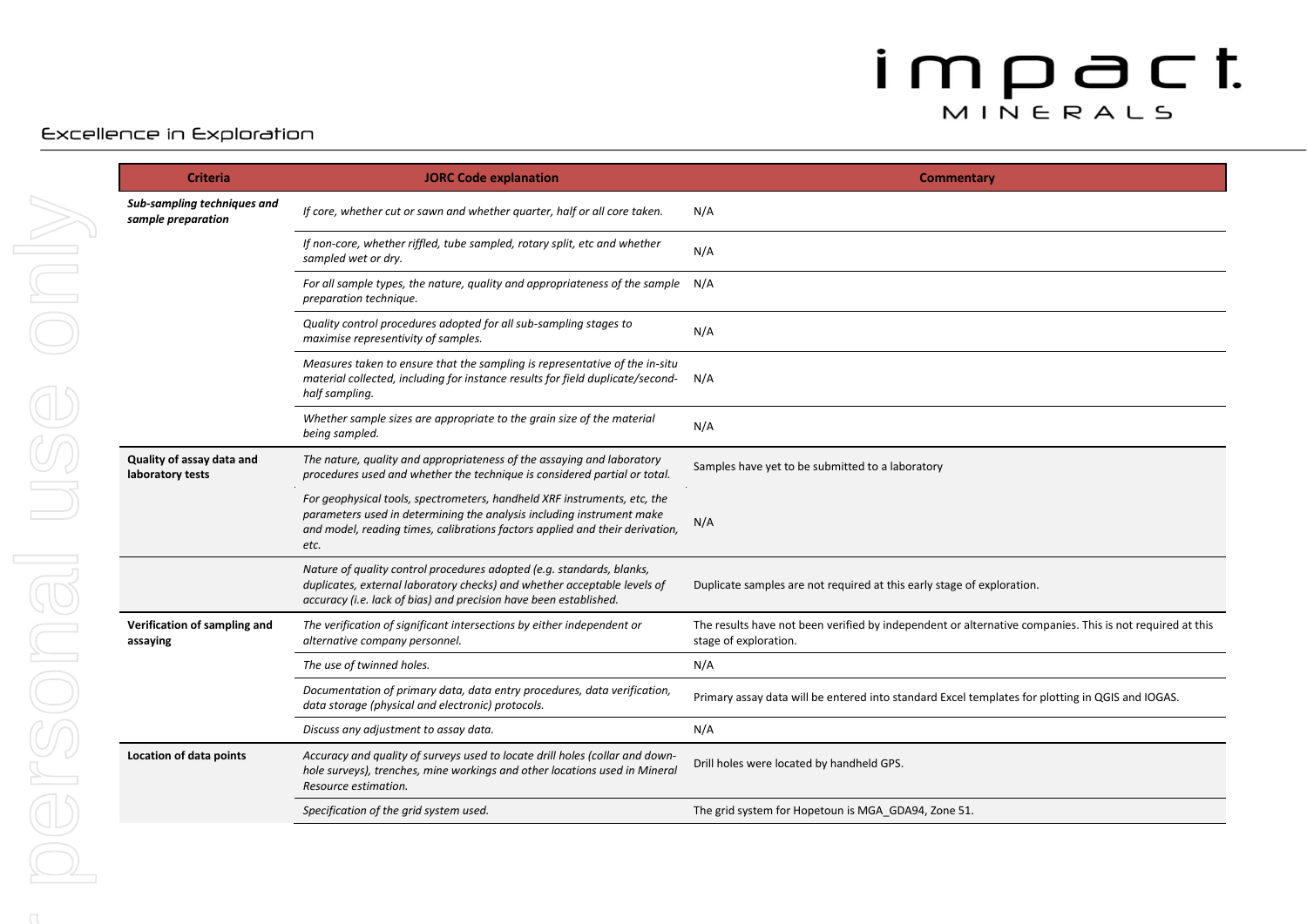| Criteria | JORC Code explanation | Commentary |
|---|---|---|
| ***Sub-sampling techniques and sample preparation*** | *If core, whether cut or sawn and whether quarter, half or all core taken.* | N/A |
| | *If non-core, whether riffled, tube sampled, rotary split, etc and whether sampled wet or dry.* | N/A |
| | *For all sample types, the nature, quality and appropriateness of the sample preparation technique.* | N/A |
| | *Quality control procedures adopted for all sub-sampling stages to maximise representivity of samples.* | N/A |
| | *Measures taken to ensure that the sampling is representative of the in-situ material collected, including for instance results for field duplicate/second-half sampling.* | N/A |
| | *Whether sample sizes are appropriate to the grain size of the material being sampled.* | N/A |
| **Quality of assay data and laboratory tests** | *The nature, quality and appropriateness of the assaying and laboratory procedures used and whether the technique is considered partial or total.* | Samples have yet to be submitted to a laboratory |
| | *For geophysical tools, spectrometers, handheld XRF instruments, etc, the parameters used in determining the analysis including instrument make and model, reading times, calibrations factors applied and their derivation, etc.* | N/A |
| | *Nature of quality control procedures adopted (e.g. standards, blanks, duplicates, external laboratory checks) and whether acceptable levels of accuracy (i.e. lack of bias) and precision have been established.* | Duplicate samples are not required at this early stage of exploration. |
| **Verification of sampling and assaying** | *The verification of significant intersections by either independent or alternative company personnel.* | The results have not been verified by independent or alternative companies. This is not required at this stage of exploration. |
| | *The use of twinned holes.* | N/A |
| | *Documentation of primary data, data entry procedures, data verification, data storage (physical and electronic) protocols.* | Primary assay data will be entered into standard Excel templates for plotting in QGIS and IOGAS. |
| | *Discuss any adjustment to assay data.* | N/A |
| **Location of data points** | *Accuracy and quality of surveys used to locate drill holes (collar and down-hole surveys), trenches, mine workings and other locations used in Mineral Resource estimation.* | Drill holes were located by handheld GPS. |
| | *Specification of the grid system used.* | The grid system for Hopetoun is MGA_GDA94, Zone 51. |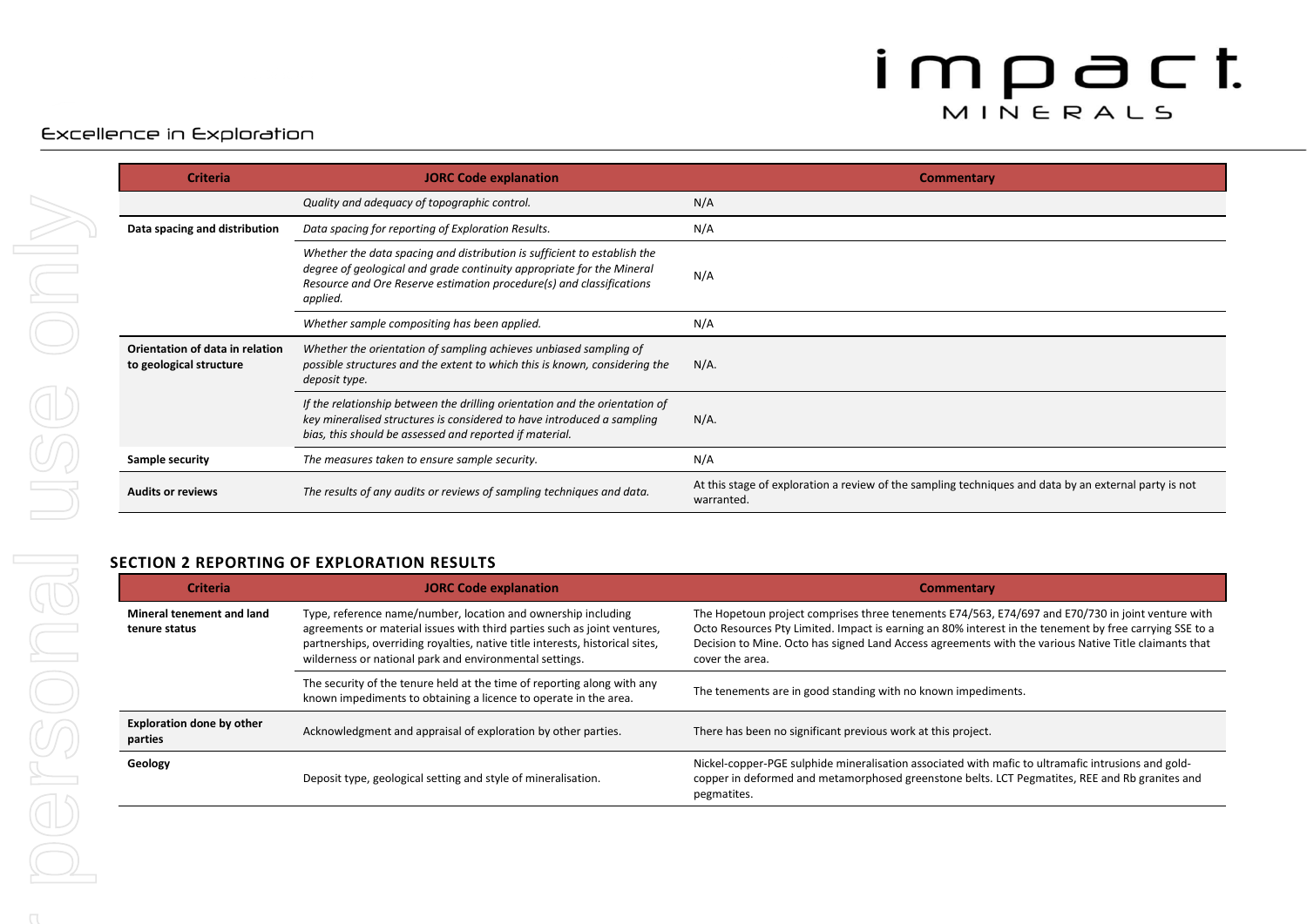| Criteria | JORC Code explanation | Commentary |
|---|---|---|
| | *Quality and adequacy of topographic control.* | N/A |
| **Data spacing and distribution** | *Data spacing for reporting of Exploration Results.* | N/A |
| | *Whether the data spacing and distribution is sufficient to establish the degree of geological and grade continuity appropriate for the Mineral Resource and Ore Reserve estimation procedure(s) and classifications applied.* | N/A |
| | *Whether sample compositing has been applied.* | N/A |
| **Orientation of data in relation to geological structure** | *Whether the orientation of sampling achieves unbiased sampling of possible structures and the extent to which this is known, considering the deposit type.* | N/A. |
| | *If the relationship between the drilling orientation and the orientation of key mineralised structures is considered to have introduced a sampling bias, this should be assessed and reported if material.* | N/A. |
| **Sample security** | *The measures taken to ensure sample security.* | N/A |
| **Audits or reviews** | *The results of any audits or reviews of sampling techniques and data.* | At this stage of exploration a review of the sampling techniques and data by an external party is not warranted. |

## SECTION 2 REPORTING OF EXPLORATION RESULTS

| Criteria | JORC Code explanation | Commentary |
|---|---|---|
| **Mineral tenement and land tenure status** | Type, reference name/number, location and ownership including agreements or material issues with third parties such as joint ventures, partnerships, overriding royalties, native title interests, historical sites, wilderness or national park and environmental settings. | The Hopetoun project comprises three tenements E74/563, E74/697 and E70/730 in joint venture with Octo Resources Pty Limited. Impact is earning an 80% interest in the tenement by free carrying SSE to a Decision to Mine. Octo has signed Land Access agreements with the various Native Title claimants that cover the area. |
| | The security of the tenure held at the time of reporting along with any known impediments to obtaining a licence to operate in the area. | The tenements are in good standing with no known impediments. |
| **Exploration done by other parties** | Acknowledgment and appraisal of exploration by other parties. | There has been no significant previous work at this project. |
| **Geology** | Deposit type, geological setting and style of mineralisation. | Nickel-copper-PGE sulphide mineralisation associated with mafic to ultramafic intrusions and gold-copper in deformed and metamorphosed greenstone belts. LCT Pegmatites, REE and Rb granites and pegmatites. |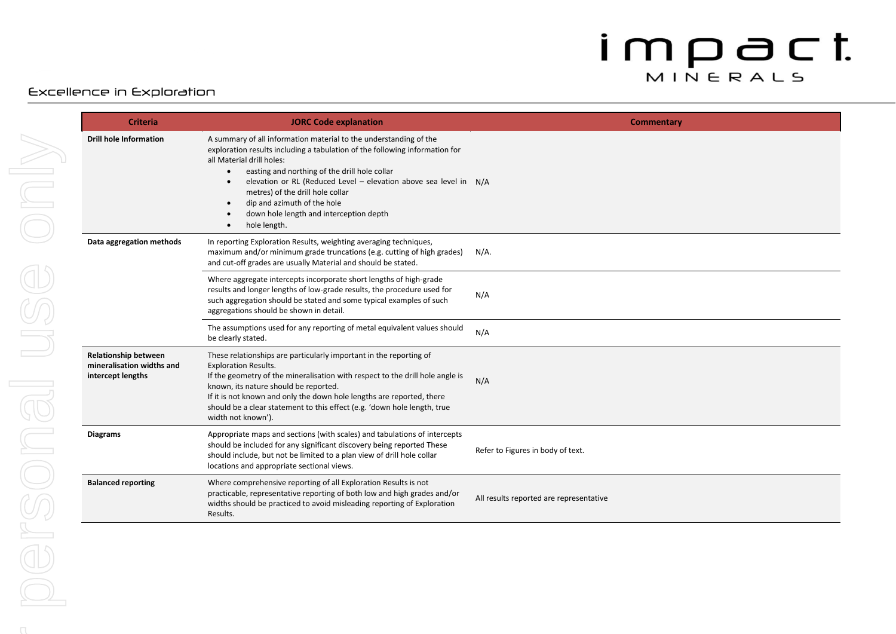| Criteria | JORC Code explanation | Commentary |
|---|---|---|
| **Drill hole Information** | A summary of all information material to the understanding of the exploration results including a tabulation of the following information for all Material drill holes: <br>• easting and northing of the drill hole collar <br>• elevation or RL (Reduced Level – elevation above sea level in metres) of the drill hole collar <br>• dip and azimuth of the hole <br>• down hole length and interception depth <br>• hole length. | N/A |
| **Data aggregation methods** | In reporting Exploration Results, weighting averaging techniques, maximum and/or minimum grade truncations (e.g. cutting of high grades) and cut-off grades are usually Material and should be stated. | N/A. |
| | Where aggregate intercepts incorporate short lengths of high-grade results and longer lengths of low-grade results, the procedure used for such aggregation should be stated and some typical examples of such aggregations should be shown in detail. | N/A |
| | The assumptions used for any reporting of metal equivalent values should be clearly stated. | N/A |
| **Relationship between mineralisation widths and intercept lengths** | These relationships are particularly important in the reporting of Exploration Results. <br>If the geometry of the mineralisation with respect to the drill hole angle is known, its nature should be reported. <br>If it is not known and only the down hole lengths are reported, there should be a clear statement to this effect (e.g. 'down hole length, true width not known'). | N/A |
| **Diagrams** | Appropriate maps and sections (with scales) and tabulations of intercepts should be included for any significant discovery being reported These should include, but not be limited to a plan view of drill hole collar locations and appropriate sectional views. | Refer to Figures in body of text. |
| **Balanced reporting** | Where comprehensive reporting of all Exploration Results is not practicable, representative reporting of both low and high grades and/or widths should be practiced to avoid misleading reporting of Exploration Results. | All results reported are representative |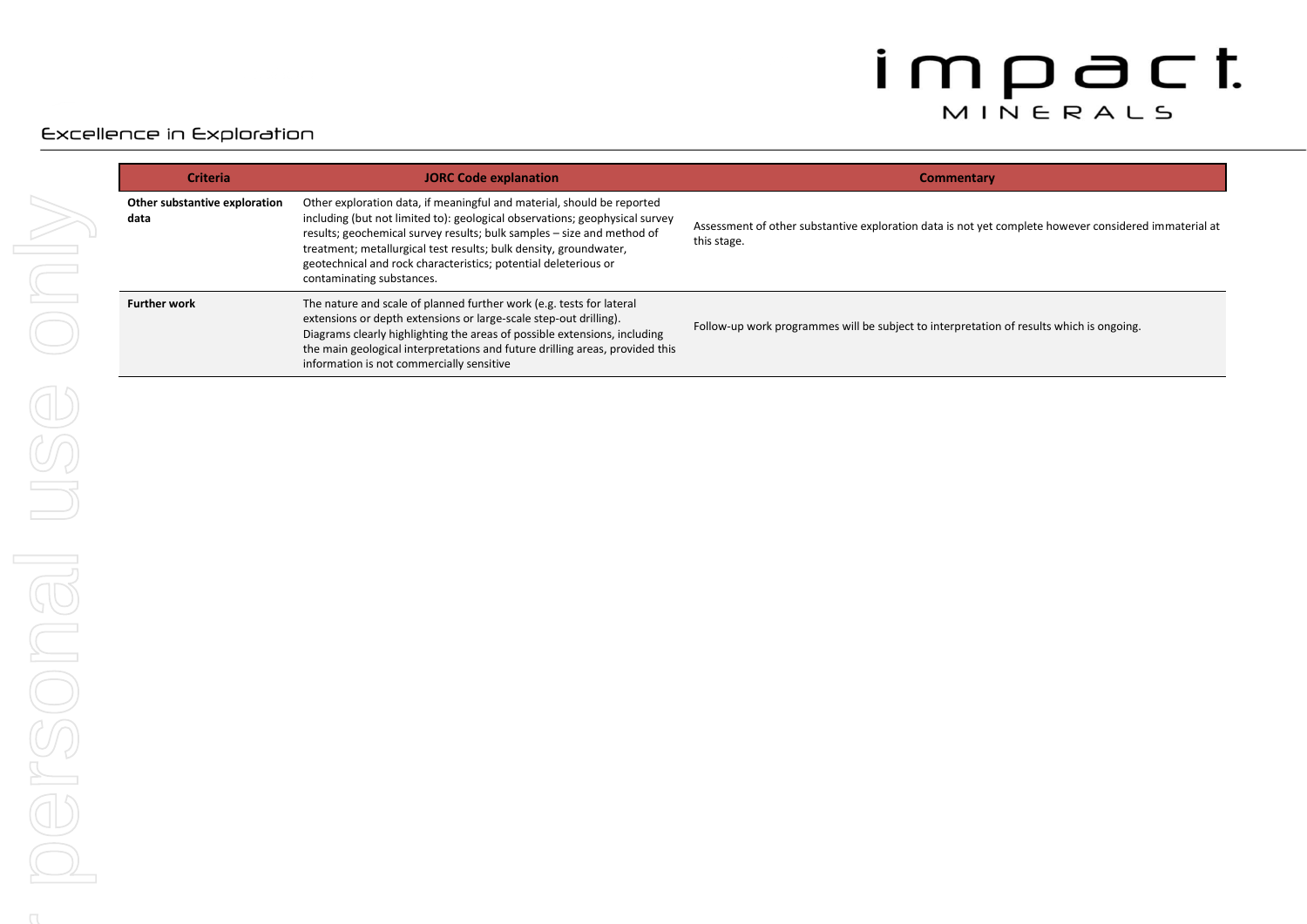| Criteria | JORC Code explanation | Commentary |
|---|---|---|
| **Other substantive exploration data** | Other exploration data, if meaningful and material, should be reported including (but not limited to): geological observations; geophysical survey results; geochemical survey results; bulk samples – size and method of treatment; metallurgical test results; bulk density, groundwater, geotechnical and rock characteristics; potential deleterious or contaminating substances. | Assessment of other substantive exploration data is not yet complete however considered immaterial at this stage. |
| **Further work** | The nature and scale of planned further work (e.g. tests for lateral extensions or depth extensions or large-scale step-out drilling). Diagrams clearly highlighting the areas of possible extensions, including the main geological interpretations and future drilling areas, provided this information is not commercially sensitive | Follow-up work programmes will be subject to interpretation of results which is ongoing. |